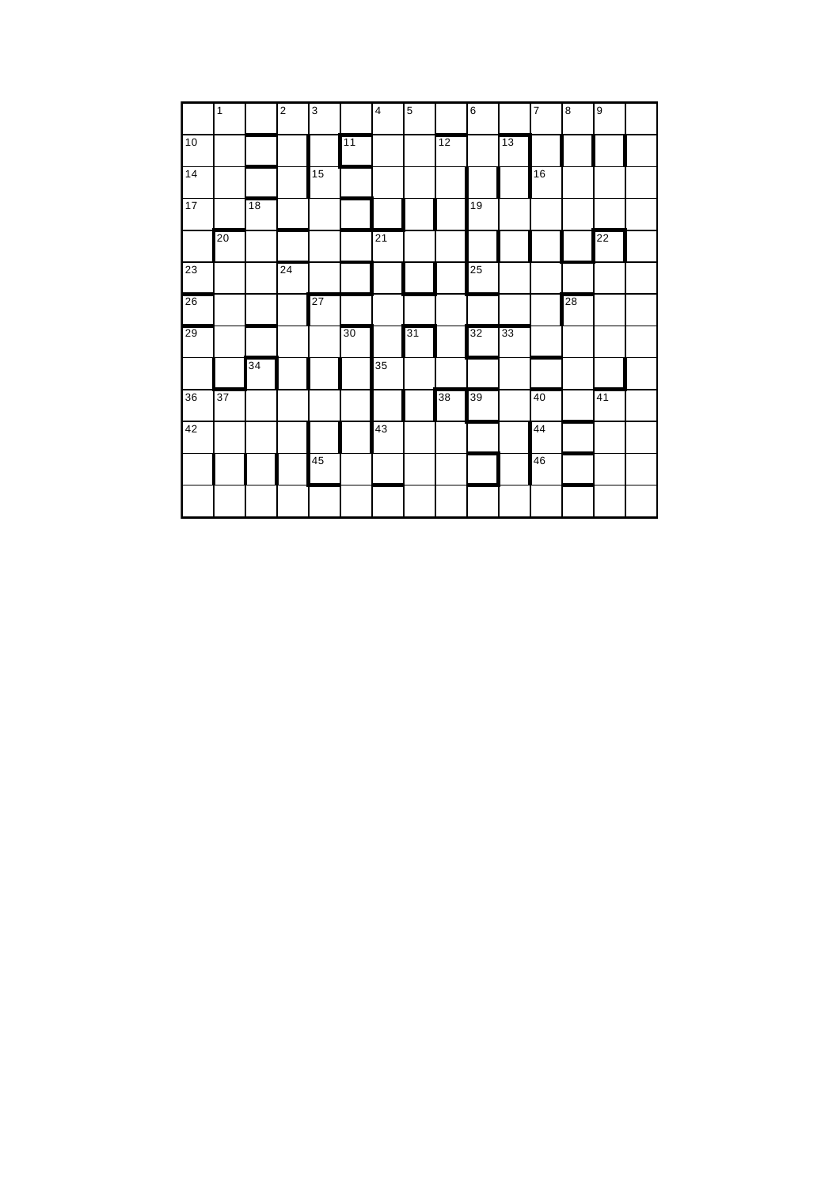| | 1 | | 2 | 3 | | 4 | 5 | | 6 | | 7 | 8 | 9 | |
|---|---|---|---|---|---|---|---|---|---|---|---|---|---|---|
| 10 | | | | | 11 | | | 12 | | 13 | | | | |
| 14 | | | | 15 | | | | | | | 16 | | | |
| 17 | | 18 | | | | | | | 19 | | | | | |
| | 20 | | | | | 21 | | | | | | | 22 | |
| 23 | | | 24 | | | | | | 25 | | | | | |
| 26 | | | | 27 | | | | | | | | 28 | | |
| 29 | | | | | 30 | | 31 | | 32 | 33 | | | | |
| | | 34 | | | | 35 | | | | | | | | |
| 36 | 37 | | | | | | | 38 | 39 | | 40 | | 41 | |
| 42 | | | | | | 43 | | | | | 44 | | | |
| | | | | 45 | | | | | | | 46 | | | |
| | | | | | | | | | | | | | | |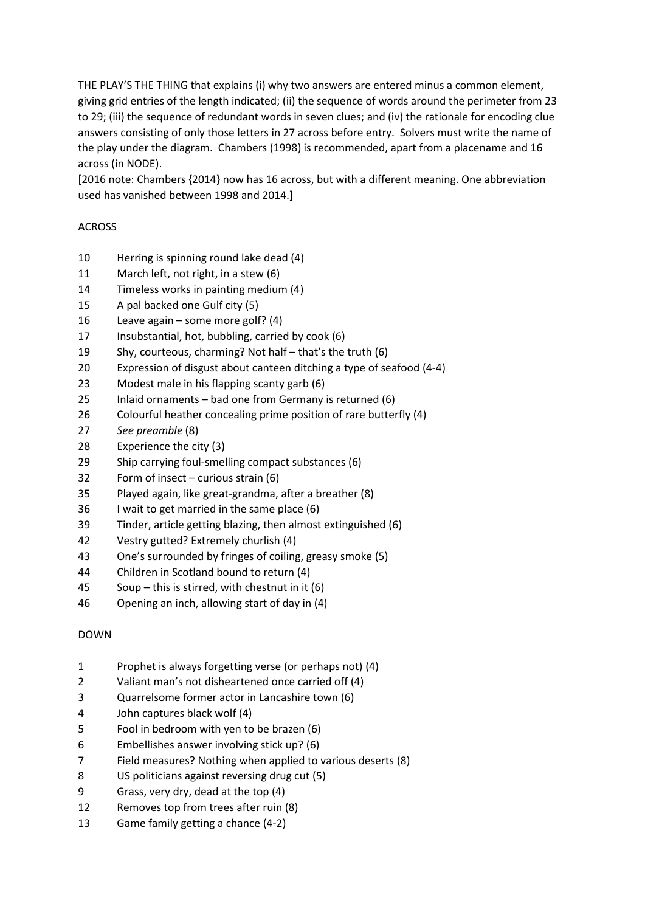THE PLAY'S THE THING that explains (i) why two answers are entered minus a common element, giving grid entries of the length indicated; (ii) the sequence of words around the perimeter from 23 to 29; (iii) the sequence of redundant words in seven clues; and (iv) the rationale for encoding clue answers consisting of only those letters in 27 across before entry. Solvers must write the name of the play under the diagram. Chambers (1998) is recommended, apart from a placename and 16 across (in NODE).

[2016 note: Chambers {2014} now has 16 across, but with a different meaning. One abbreviation used has vanished between 1998 and 2014.]

ACROSS

10 Herring is spinning round lake dead (4)
11 March left, not right, in a stew (6)
14 Timeless works in painting medium (4)
15 A pal backed one Gulf city (5)
16 Leave again – some more golf? (4)
17 Insubstantial, hot, bubbling, carried by cook (6)
19 Shy, courteous, charming? Not half – that's the truth (6)
20 Expression of disgust about canteen ditching a type of seafood (4-4)
23 Modest male in his flapping scanty garb (6)
25 Inlaid ornaments – bad one from Germany is returned (6)
26 Colourful heather concealing prime position of rare butterfly (4)
27 *See preamble* (8)
28 Experience the city (3)
29 Ship carrying foul-smelling compact substances (6)
32 Form of insect – curious strain (6)
35 Played again, like great-grandma, after a breather (8)
36 I wait to get married in the same place (6)
39 Tinder, article getting blazing, then almost extinguished (6)
42 Vestry gutted? Extremely churlish (4)
43 One's surrounded by fringes of coiling, greasy smoke (5)
44 Children in Scotland bound to return (4)
45 Soup – this is stirred, with chestnut in it (6)
46 Opening an inch, allowing start of day in (4)

DOWN

1 Prophet is always forgetting verse (or perhaps not) (4)
2 Valiant man's not disheartened once carried off (4)
3 Quarrelsome former actor in Lancashire town (6)
4 John captures black wolf (4)
5 Fool in bedroom with yen to be brazen (6)
6 Embellishes answer involving stick up? (6)
7 Field measures? Nothing when applied to various deserts (8)
8 US politicians against reversing drug cut (5)
9 Grass, very dry, dead at the top (4)
12 Removes top from trees after ruin (8)
13 Game family getting a chance (4-2)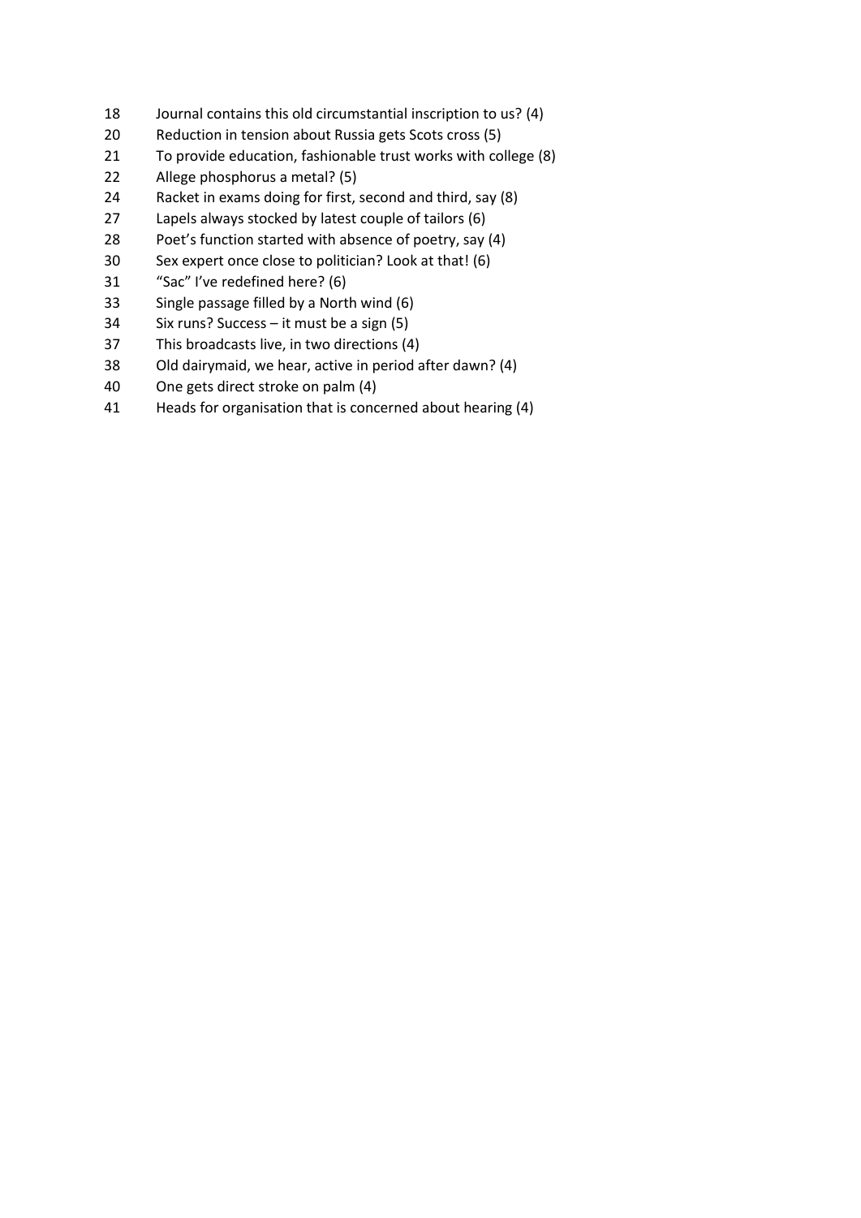18 Journal contains this old circumstantial inscription to us? (4)
20 Reduction in tension about Russia gets Scots cross (5)
21 To provide education, fashionable trust works with college (8)
22 Allege phosphorus a metal? (5)
24 Racket in exams doing for first, second and third, say (8)
27 Lapels always stocked by latest couple of tailors (6)
28 Poet's function started with absence of poetry, say (4)
30 Sex expert once close to politician? Look at that! (6)
31 "Sac" I've redefined here? (6)
33 Single passage filled by a North wind (6)
34 Six runs? Success – it must be a sign (5)
37 This broadcasts live, in two directions (4)
38 Old dairymaid, we hear, active in period after dawn? (4)
40 One gets direct stroke on palm (4)
41 Heads for organisation that is concerned about hearing (4)